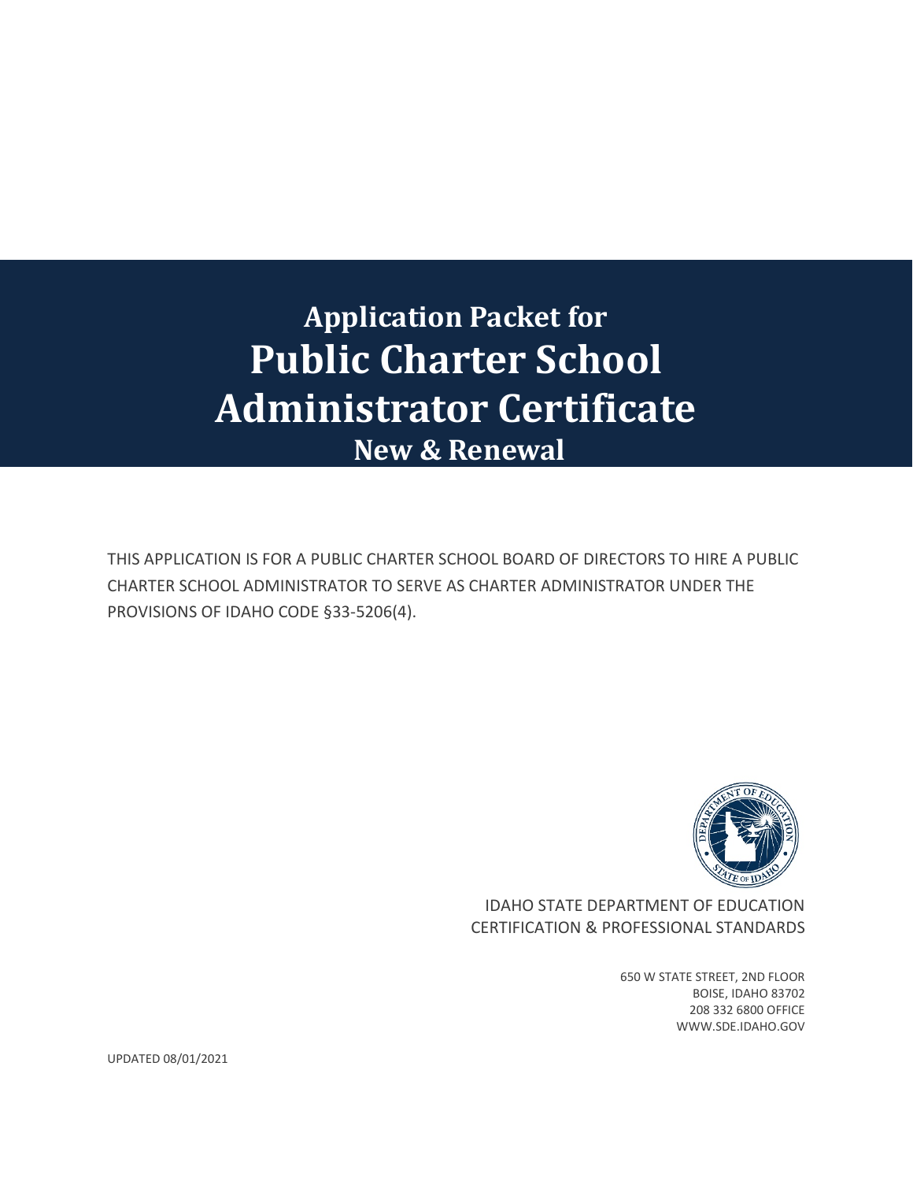# Application Packet for
# Public Charter School Administrator Certificate
## New & Renewal

THIS APPLICATION IS FOR A PUBLIC CHARTER SCHOOL BOARD OF DIRECTORS TO HIRE A PUBLIC CHARTER SCHOOL ADMINISTRATOR TO SERVE AS CHARTER ADMINISTRATOR UNDER THE PROVISIONS OF IDAHO CODE §33-5206(4).

IDAHO STATE DEPARTMENT OF EDUCATION
CERTIFICATION & PROFESSIONAL STANDARDS

650 W STATE STREET, 2ND FLOOR
BOISE, IDAHO 83702
208 332 6800 OFFICE
WWW.SDE.IDAHO.GOV

UPDATED 08/01/2021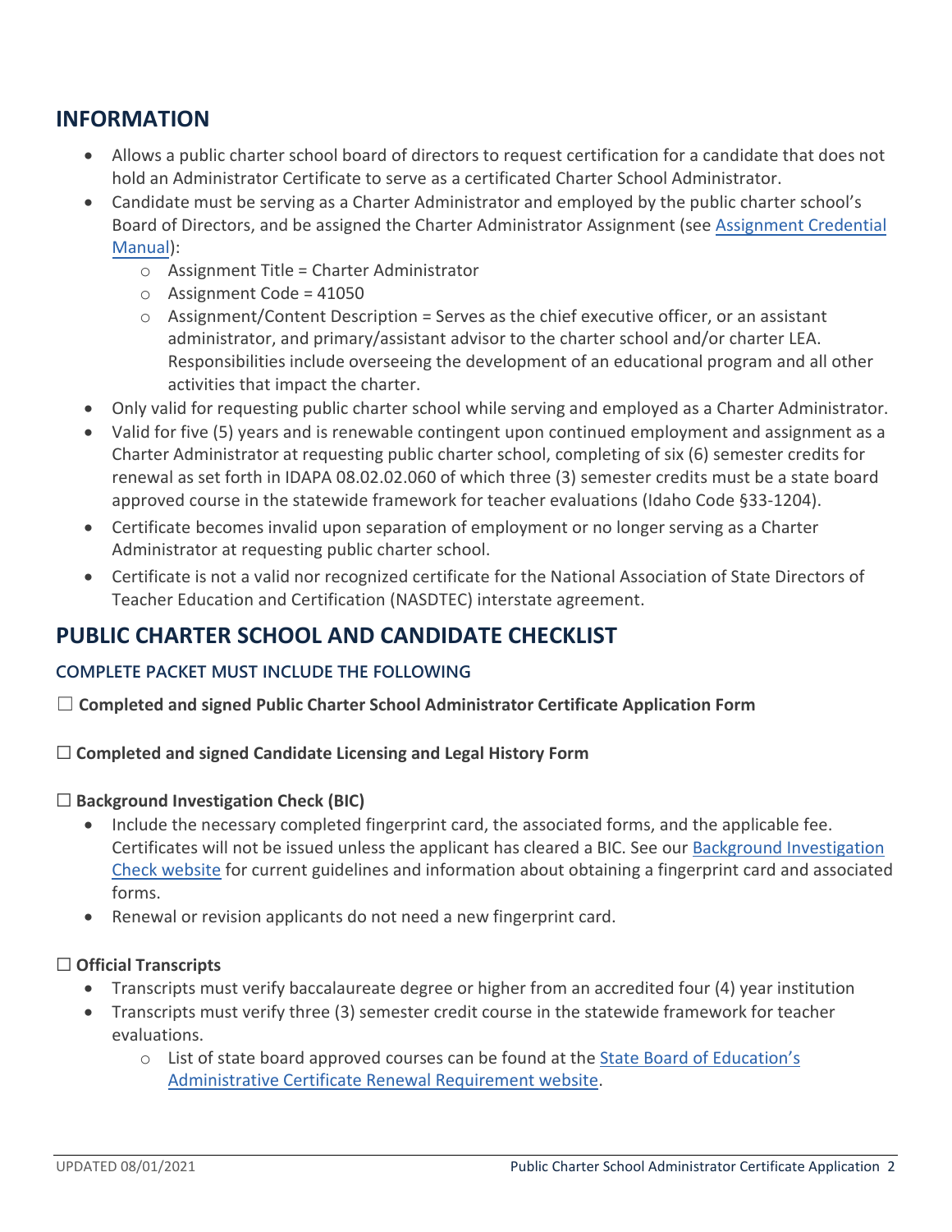## INFORMATION

- Allows a public charter school board of directors to request certification for a candidate that does not hold an Administrator Certificate to serve as a certificated Charter School Administrator.
- Candidate must be serving as a Charter Administrator and employed by the public charter school's Board of Directors, and be assigned the Charter Administrator Assignment (see Assignment Credential Manual):
  - Assignment Title = Charter Administrator
  - Assignment Code = 41050
  - Assignment/Content Description = Serves as the chief executive officer, or an assistant administrator, and primary/assistant advisor to the charter school and/or charter LEA. Responsibilities include overseeing the development of an educational program and all other activities that impact the charter.
- Only valid for requesting public charter school while serving and employed as a Charter Administrator.
- Valid for five (5) years and is renewable contingent upon continued employment and assignment as a Charter Administrator at requesting public charter school, completing of six (6) semester credits for renewal as set forth in IDAPA 08.02.02.060 of which three (3) semester credits must be a state board approved course in the statewide framework for teacher evaluations (Idaho Code §33-1204).
- Certificate becomes invalid upon separation of employment or no longer serving as a Charter Administrator at requesting public charter school.
- Certificate is not a valid nor recognized certificate for the National Association of State Directors of Teacher Education and Certification (NASDTEC) interstate agreement.

## PUBLIC CHARTER SCHOOL AND CANDIDATE CHECKLIST

### COMPLETE PACKET MUST INCLUDE THE FOLLOWING

☐ **Completed and signed Public Charter School Administrator Certificate Application Form**

☐ **Completed and signed Candidate Licensing and Legal History Form**

☐ **Background Investigation Check (BIC)**

- Include the necessary completed fingerprint card, the associated forms, and the applicable fee. Certificates will not be issued unless the applicant has cleared a BIC. See our Background Investigation Check website for current guidelines and information about obtaining a fingerprint card and associated forms.
- Renewal or revision applicants do not need a new fingerprint card.

☐ **Official Transcripts**

- Transcripts must verify baccalaureate degree or higher from an accredited four (4) year institution
- Transcripts must verify three (3) semester credit course in the statewide framework for teacher evaluations.
  - List of state board approved courses can be found at the State Board of Education's Administrative Certificate Renewal Requirement website.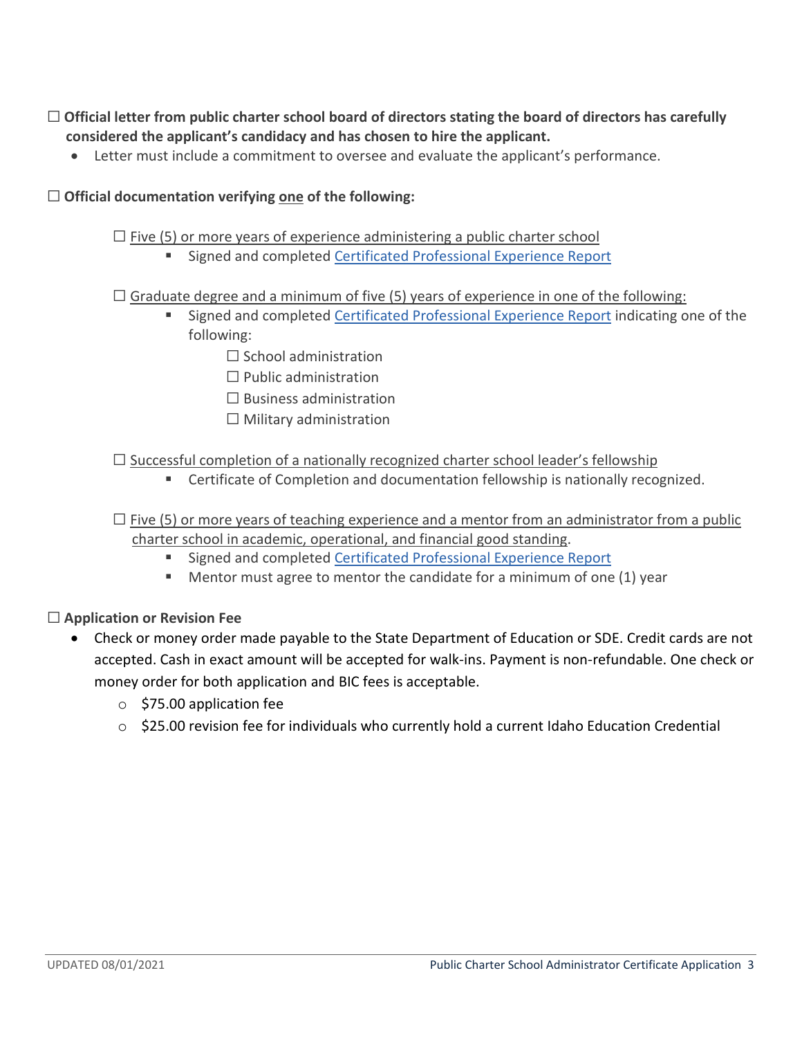☐ **Official letter from public charter school board of directors stating the board of directors has carefully considered the applicant's candidacy and has chosen to hire the applicant.**

- Letter must include a commitment to oversee and evaluate the applicant's performance.

☐ **Official documentation verifying one of the following:**

- ☐ Five (5) or more years of experience administering a public charter school
  - Signed and completed Certificated Professional Experience Report

- ☐ Graduate degree and a minimum of five (5) years of experience in one of the following:
  - Signed and completed Certificated Professional Experience Report indicating one of the following:
    - ☐ School administration
    - ☐ Public administration
    - ☐ Business administration
    - ☐ Military administration

- ☐ Successful completion of a nationally recognized charter school leader's fellowship
  - Certificate of Completion and documentation fellowship is nationally recognized.

- ☐ Five (5) or more years of teaching experience and a mentor from an administrator from a public charter school in academic, operational, and financial good standing.
  - Signed and completed Certificated Professional Experience Report
  - Mentor must agree to mentor the candidate for a minimum of one (1) year

☐ **Application or Revision Fee**

- Check or money order made payable to the State Department of Education or SDE. Credit cards are not accepted. Cash in exact amount will be accepted for walk-ins. Payment is non-refundable. One check or money order for both application and BIC fees is acceptable.
  - $75.00 application fee
  - $25.00 revision fee for individuals who currently hold a current Idaho Education Credential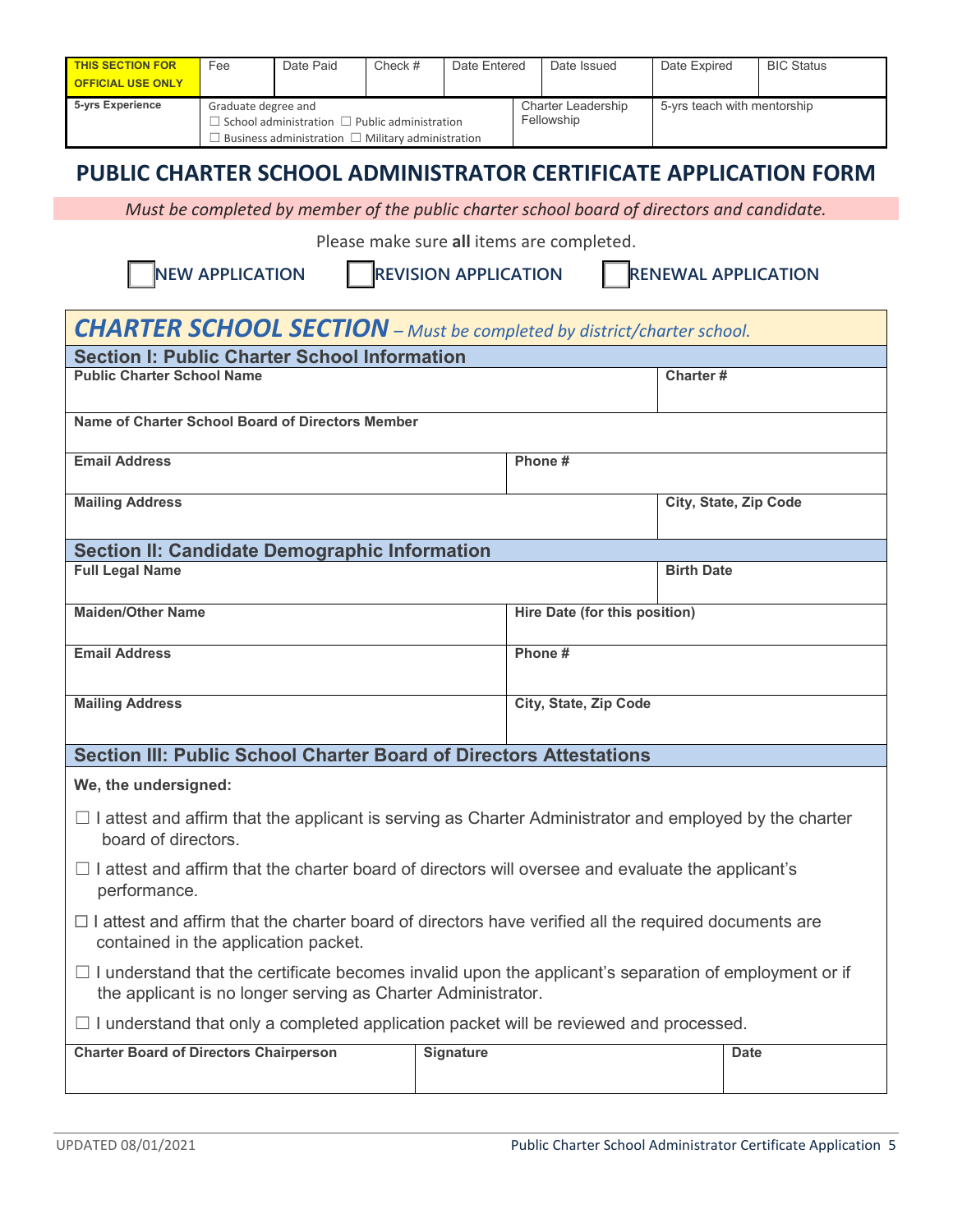| THIS SECTION FOR OFFICIAL USE ONLY | Fee | Date Paid | Check # | Date Entered | Date Issued | Date Expired | BIC Status |
|---|---|---|---|---|---|---|---|
| 5-yrs Experience | Graduate degree and ☐ School administration ☐ Public administration ☐ Business administration ☐ Military administration | | | | Charter Leadership Fellowship | 5-yrs teach with mentorship | |

# PUBLIC CHARTER SCHOOL ADMINISTRATOR CERTIFICATE APPLICATION FORM

*Must be completed by member of the public charter school board of directors and candidate.*

Please make sure **all** items are completed.

☐ NEW APPLICATION ☐ REVISION APPLICATION ☐ RENEWAL APPLICATION

## *CHARTER SCHOOL SECTION* – *Must be completed by district/charter school.*

### Section I: Public Charter School Information

| **Public Charter School Name** | **Charter #** |
|---|---|
| | |
| **Name of Charter School Board of Directors Member** | |
| | |
| **Email Address** | **Phone #** |
| | |
| **Mailing Address** | **City, State, Zip Code** |
| | |

### Section II: Candidate Demographic Information

| **Full Legal Name** | **Birth Date** |
|---|---|
| | |
| **Maiden/Other Name** | **Hire Date (for this position)** |
| | |
| **Email Address** | **Phone #** |
| | |
| **Mailing Address** | **City, State, Zip Code** |
| | |

### Section III: Public School Charter Board of Directors Attestations

**We, the undersigned:**

☐ I attest and affirm that the applicant is serving as Charter Administrator and employed by the charter board of directors.

☐ I attest and affirm that the charter board of directors will oversee and evaluate the applicant's performance.

☐ I attest and affirm that the charter board of directors have verified all the required documents are contained in the application packet.

☐ I understand that the certificate becomes invalid upon the applicant's separation of employment or if the applicant is no longer serving as Charter Administrator.

☐ I understand that only a completed application packet will be reviewed and processed.

| **Charter Board of Directors Chairperson** | **Signature** | **Date** |
|---|---|---|
| | | |

UPDATED 08/01/2021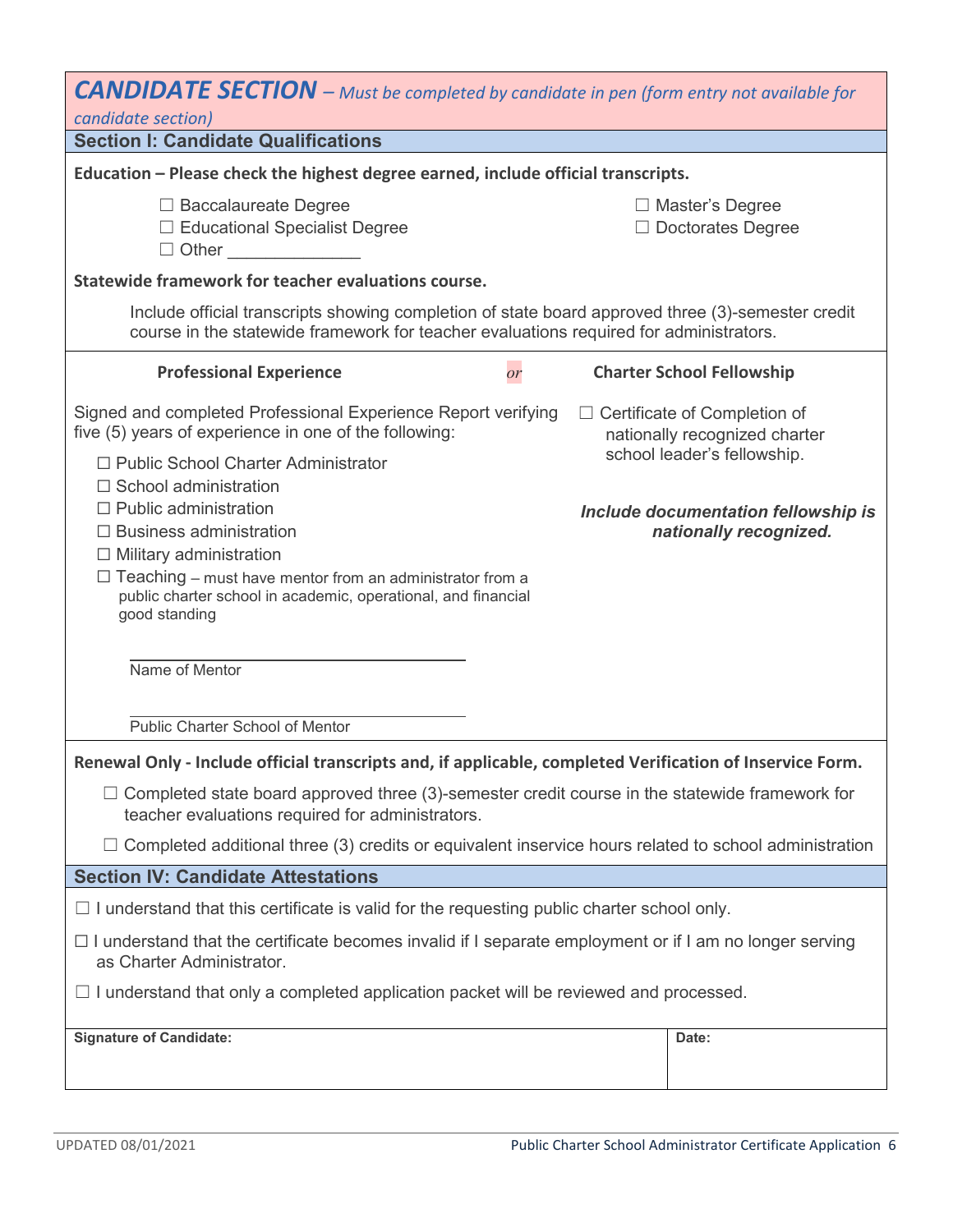## *CANDIDATE SECTION* – *Must be completed by candidate in pen (form entry not available for candidate section)*

### Section I: Candidate Qualifications

**Education – Please check the highest degree earned, include official transcripts.**

☐ Baccalaureate Degree
☐ Master's Degree
☐ Educational Specialist Degree
☐ Doctorates Degree
☐ Other ______________

**Statewide framework for teacher evaluations course.**

Include official transcripts showing completion of state board approved three (3)-semester credit course in the statewide framework for teacher evaluations required for administrators.

**Professional Experience** *or* **Charter School Fellowship**

Signed and completed Professional Experience Report verifying five (5) years of experience in one of the following:

☐ Public School Charter Administrator
☐ School administration
☐ Public administration
☐ Business administration
☐ Military administration
☐ Teaching – must have mentor from an administrator from a public charter school in academic, operational, and financial good standing

______________________________
Name of Mentor

______________________________
Public Charter School of Mentor

☐ Certificate of Completion of nationally recognized charter school leader's fellowship.

***Include documentation fellowship is nationally recognized.***

**Renewal Only - Include official transcripts and, if applicable, completed Verification of Inservice Form.**

☐ Completed state board approved three (3)-semester credit course in the statewide framework for teacher evaluations required for administrators.

☐ Completed additional three (3) credits or equivalent inservice hours related to school administration

### Section IV: Candidate Attestations

☐ I understand that this certificate is valid for the requesting public charter school only.

☐ I understand that the certificate becomes invalid if I separate employment or if I am no longer serving as Charter Administrator.

☐ I understand that only a completed application packet will be reviewed and processed.

| **Signature of Candidate:** | **Date:** |
|---|---|
| | |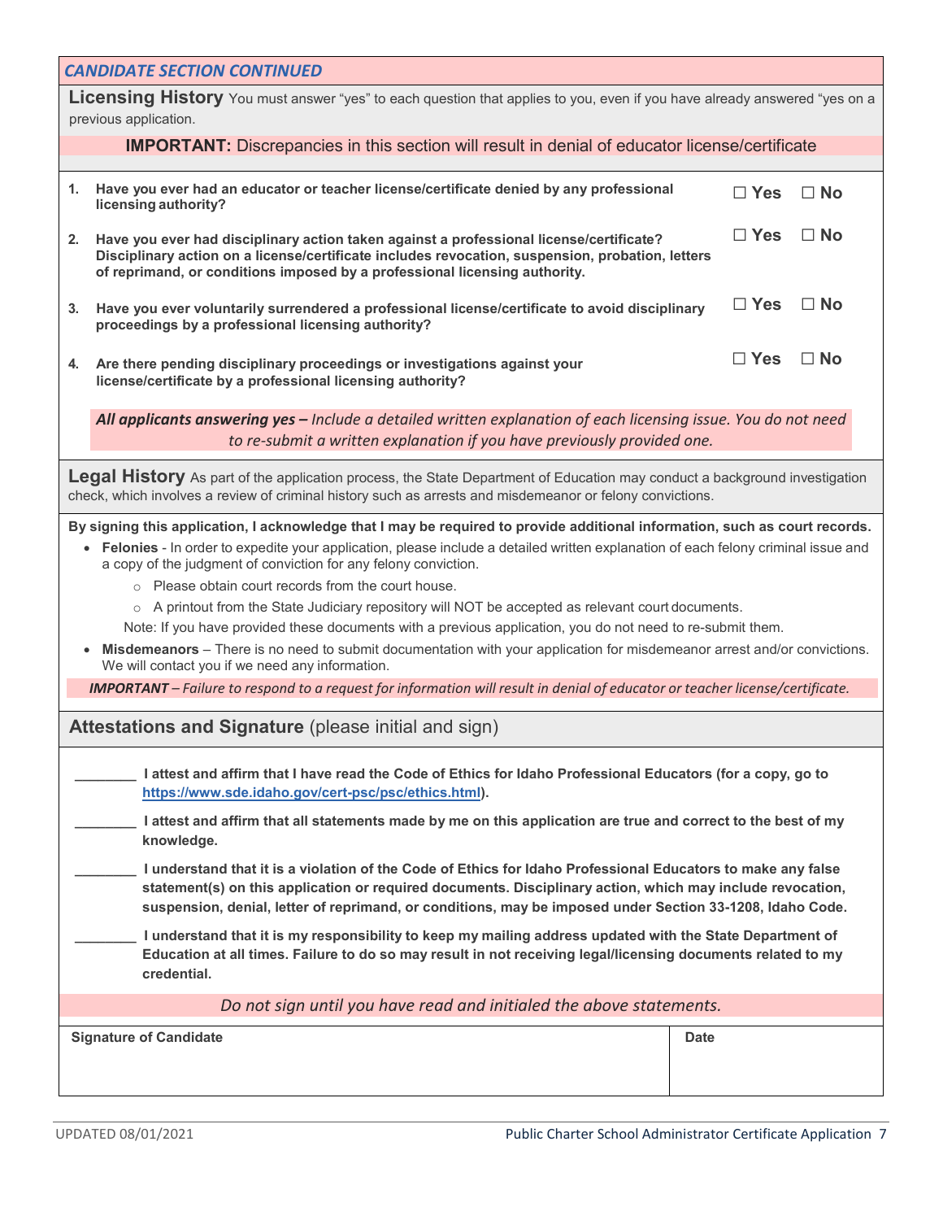*CANDIDATE SECTION CONTINUED*

## Licensing History

You must answer "yes" to each question that applies to you, even if you have already answered "yes on a previous application.

**IMPORTANT:** Discrepancies in this section will result in denial of educator license/certificate

1. **Have you ever had an educator or teacher license/certificate denied by any professional licensing authority?** ☐ Yes ☐ No
2. **Have you ever had disciplinary action taken against a professional license/certificate? Disciplinary action on a license/certificate includes revocation, suspension, probation, letters of reprimand, or conditions imposed by a professional licensing authority.** ☐ Yes ☐ No
3. **Have you ever voluntarily surrendered a professional license/certificate to avoid disciplinary proceedings by a professional licensing authority?** ☐ Yes ☐ No
4. **Are there pending disciplinary proceedings or investigations against your license/certificate by a professional licensing authority?** ☐ Yes ☐ No

***All applicants answering yes –*** *Include a detailed written explanation of each licensing issue. You do not need to re-submit a written explanation if you have previously provided one.*

## Legal History

As part of the application process, the State Department of Education may conduct a background investigation check, which involves a review of criminal history such as arrests and misdemeanor or felony convictions.

**By signing this application, I acknowledge that I may be required to provide additional information, such as court records.**

- **Felonies** - In order to expedite your application, please include a detailed written explanation of each felony criminal issue and a copy of the judgment of conviction for any felony conviction.
  - Please obtain court records from the court house.
  - A printout from the State Judiciary repository will NOT be accepted as relevant court documents.

  Note: If you have provided these documents with a previous application, you do not need to re-submit them.
- **Misdemeanors** – There is no need to submit documentation with your application for misdemeanor arrest and/or convictions. We will contact you if we need any information.

***IMPORTANT*** *– Failure to respond to a request for information will result in denial of educator or teacher license/certificate.*

## Attestations and Signature (please initial and sign)

________ **I attest and affirm that I have read the Code of Ethics for Idaho Professional Educators (for a copy, go to https://www.sde.idaho.gov/cert-psc/psc/ethics.html).**

________ **I attest and affirm that all statements made by me on this application are true and correct to the best of my knowledge.**

________ **I understand that it is a violation of the Code of Ethics for Idaho Professional Educators to make any false statement(s) on this application or required documents. Disciplinary action, which may include revocation, suspension, denial, letter of reprimand, or conditions, may be imposed under Section 33-1208, Idaho Code.**

________ **I understand that it is my responsibility to keep my mailing address updated with the State Department of Education at all times. Failure to do so may result in not receiving legal/licensing documents related to my credential.**

*Do not sign until you have read and initialed the above statements.*

| **Signature of Candidate** | **Date** |
|---|---|
| | |